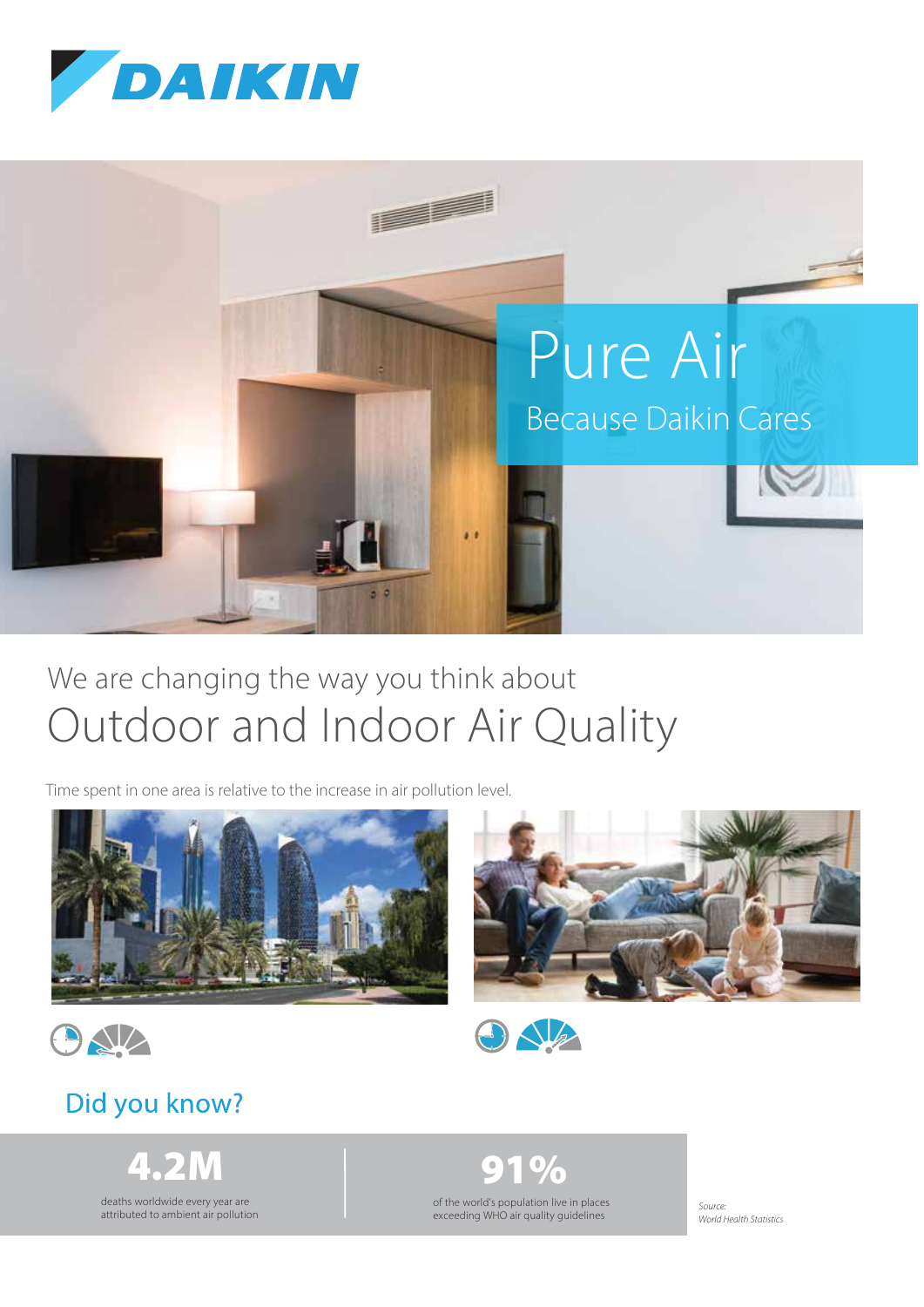DAIKIN

# Pure Air

Because Daikin Cares

We are changing the way you think about

## Outdoor and Indoor Air Quality

Time spent in one area is relative to the increase in air pollution level.

### Did you know?

**4.2M**

deaths worldwide every year are attributed to ambient air pollution

**91%**

of the world's population live in places exceeding WHO air quality guidelines

*Source:*
*World Health Statistics*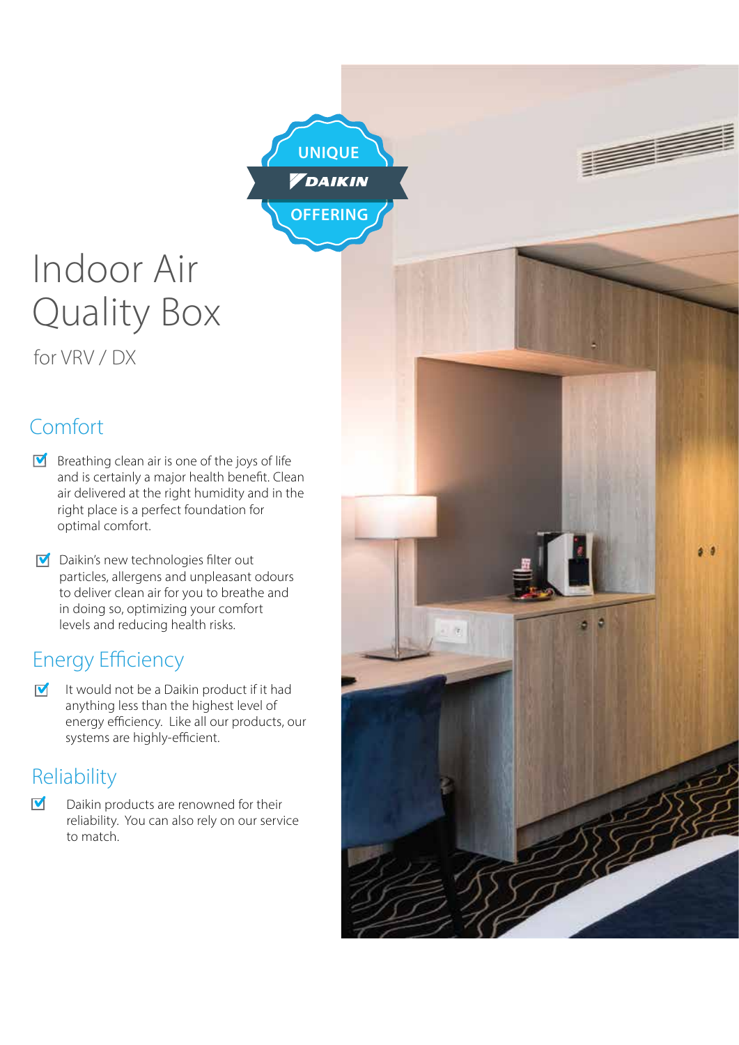UNIQUE DAIKIN OFFERING

# Indoor Air Quality Box

for VRV / DX

## Comfort

- Breathing clean air is one of the joys of life and is certainly a major health benefit. Clean air delivered at the right humidity and in the right place is a perfect foundation for optimal comfort.
- Daikin's new technologies filter out particles, allergens and unpleasant odours to deliver clean air for you to breathe and in doing so, optimizing your comfort levels and reducing health risks.

## Energy Efficiency

- It would not be a Daikin product if it had anything less than the highest level of energy efficiency. Like all our products, our systems are highly-efficient.

## Reliability

- Daikin products are renowned for their reliability. You can also rely on our service to match.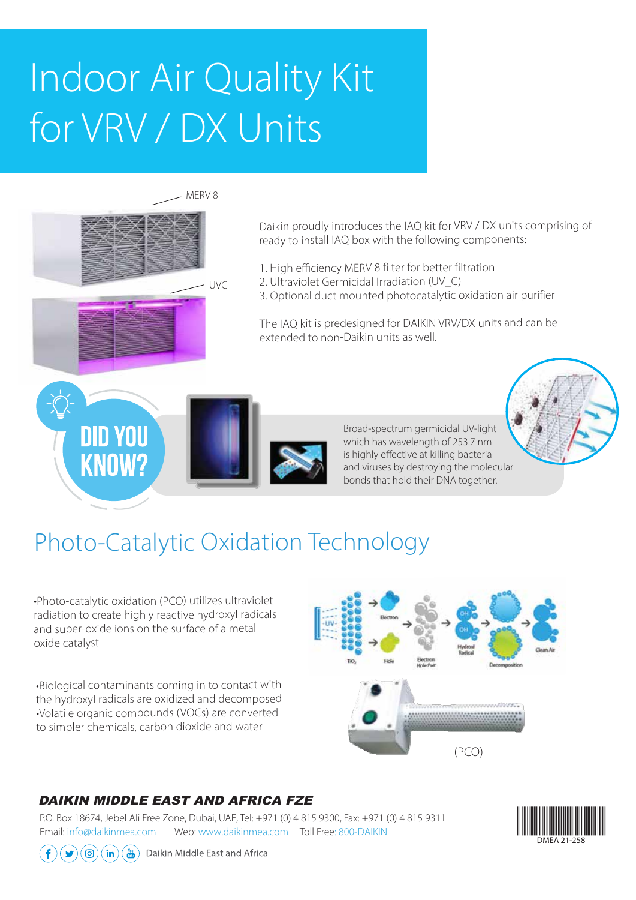# Indoor Air Quality Kit for VRV / DX Units

MERV 8

UVC

Daikin proudly introduces the IAQ kit for VRV / DX units comprising of ready to install IAQ box with the following components:

1. High efficiency MERV 8 filter for better filtration
2. Ultraviolet Germicidal Irradiation (UV_C)
3. Optional duct mounted photocatalytic oxidation air purifier

The IAQ kit is predesigned for DAIKIN VRV/DX units and can be extended to non-Daikin units as well.

**DID YOU KNOW?**

Broad-spectrum germicidal UV-light which has wavelength of 253.7 nm is highly effective at killing bacteria and viruses by destroying the molecular bonds that hold their DNA together.

## Photo-Catalytic Oxidation Technology

•Photo-catalytic oxidation (PCO) utilizes ultraviolet radiation to create highly reactive hydroxyl radicals and super-oxide ions on the surface of a metal oxide catalyst

•Biological contaminants coming in to contact with the hydroxyl radicals are oxidized and decomposed
•Volatile organic compounds (VOCs) are converted to simpler chemicals, carbon dioxide and water

UV
$TiO_2$
Electron
Hole
Electron Hole Pair
OH
Hydroxl Radical
Decomposition
Clean Air

(PCO)

***DAIKIN MIDDLE EAST AND AFRICA FZE***

P.O. Box 18674, Jebel Ali Free Zone, Dubai, UAE, Tel: +971 (0) 4 815 9300, Fax: +971 (0) 4 815 9311
Email: info@daikinmea.com Web: www.daikinmea.com Toll Free: 800-DAIKIN

Daikin Middle East and Africa

DMEA 21-258